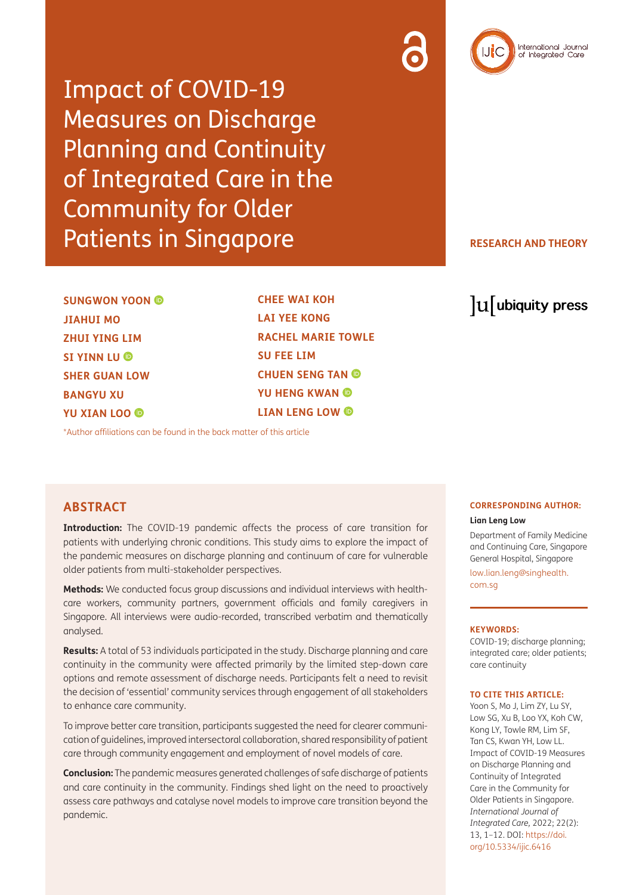# Impact of COVID-19 Measures on Discharge Planning and Continuity of Integrated Care in the Community for Older Patients in Singapore

RESEARCH AND THEORY

**SUNGWON YOON**
**JIAHUI MO**
**ZHUI YING LIM**
**SI YINN LU**
**SHER GUAN LOW**
**BANGYU XU**
**YU XIAN LOO**
**CHEE WAI KOH**
**LAI YEE KONG**
**RACHEL MARIE TOWLE**
**SU FEE LIM**
**CHUEN SENG TAN**
**YU HENG KWAN**
**LIAN LENG LOW**

*Author affiliations can be found in the back matter of this article

## ABSTRACT

**Introduction:** The COVID-19 pandemic affects the process of care transition for patients with underlying chronic conditions. This study aims to explore the impact of the pandemic measures on discharge planning and continuum of care for vulnerable older patients from multi-stakeholder perspectives.

**Methods:** We conducted focus group discussions and individual interviews with healthcare workers, community partners, government officials and family caregivers in Singapore. All interviews were audio-recorded, transcribed verbatim and thematically analysed.

**Results:** A total of 53 individuals participated in the study. Discharge planning and care continuity in the community were affected primarily by the limited step-down care options and remote assessment of discharge needs. Participants felt a need to revisit the decision of 'essential' community services through engagement of all stakeholders to enhance care community.

To improve better care transition, participants suggested the need for clearer communication of guidelines, improved intersectoral collaboration, shared responsibility of patient care through community engagement and employment of novel models of care.

**Conclusion:** The pandemic measures generated challenges of safe discharge of patients and care continuity in the community. Findings shed light on the need to proactively assess care pathways and catalyse novel models to improve care transition beyond the pandemic.

**CORRESPONDING AUTHOR:**

**Lian Leng Low**

Department of Family Medicine and Continuing Care, Singapore General Hospital, Singapore

low.lian.leng@singhealth.com.sg

**KEYWORDS:**

COVID-19; discharge planning; integrated care; older patients; care continuity

**TO CITE THIS ARTICLE:**

Yoon S, Mo J, Lim ZY, Lu SY, Low SG, Xu B, Loo YX, Koh CW, Kong LY, Towle RM, Lim SF, Tan CS, Kwan YH, Low LL. Impact of COVID-19 Measures on Discharge Planning and Continuity of Integrated Care in the Community for Older Patients in Singapore. *International Journal of Integrated Care,* 2022; 22(2): 13, 1–12. DOI: https://doi.org/10.5334/ijic.6416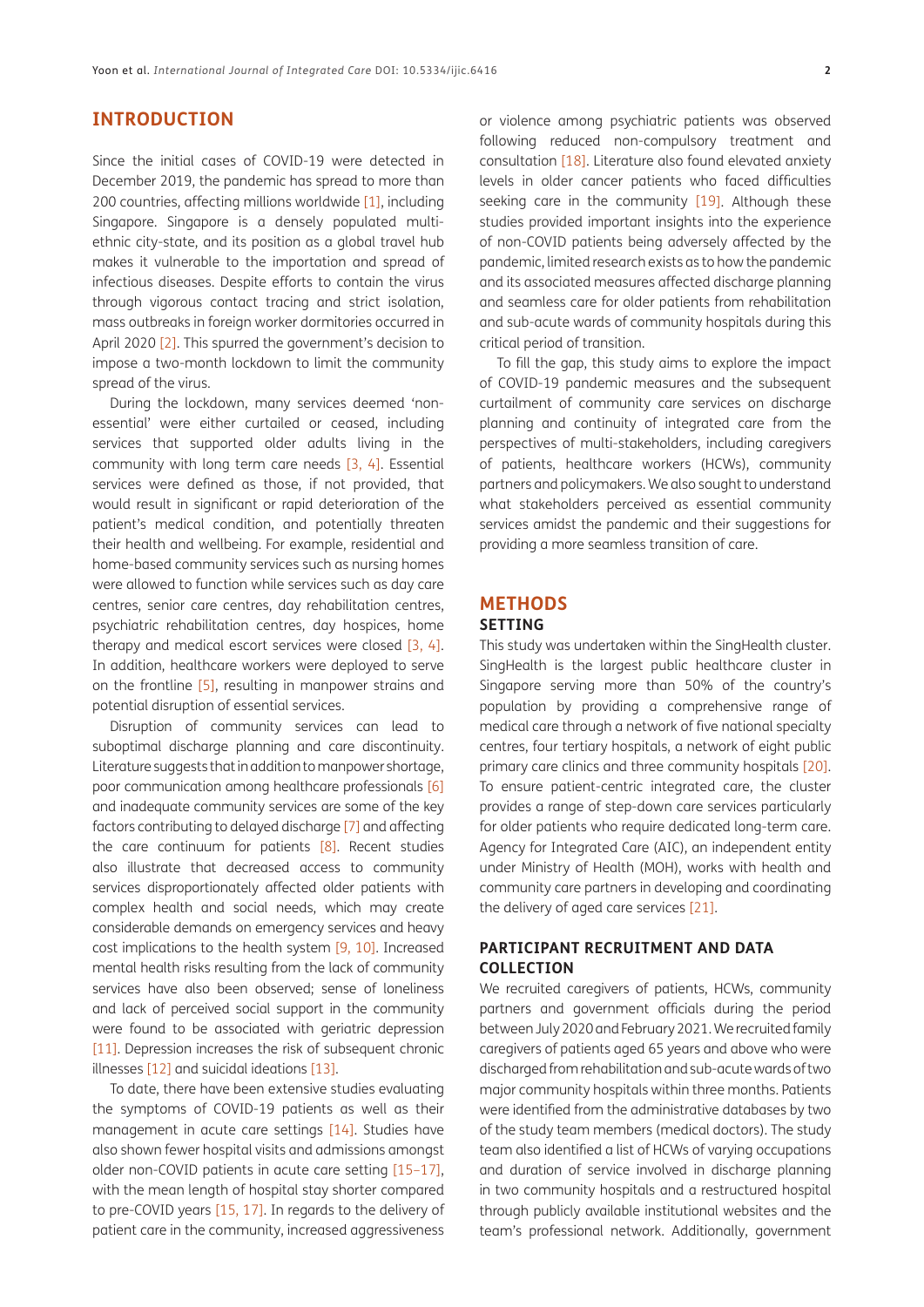## INTRODUCTION

Since the initial cases of COVID-19 were detected in December 2019, the pandemic has spread to more than 200 countries, affecting millions worldwide [1], including Singapore. Singapore is a densely populated multi-ethnic city-state, and its position as a global travel hub makes it vulnerable to the importation and spread of infectious diseases. Despite efforts to contain the virus through vigorous contact tracing and strict isolation, mass outbreaks in foreign worker dormitories occurred in April 2020 [2]. This spurred the government's decision to impose a two-month lockdown to limit the community spread of the virus.

During the lockdown, many services deemed 'non-essential' were either curtailed or ceased, including services that supported older adults living in the community with long term care needs [3, 4]. Essential services were defined as those, if not provided, that would result in significant or rapid deterioration of the patient's medical condition, and potentially threaten their health and wellbeing. For example, residential and home-based community services such as nursing homes were allowed to function while services such as day care centres, senior care centres, day rehabilitation centres, psychiatric rehabilitation centres, day hospices, home therapy and medical escort services were closed [3, 4]. In addition, healthcare workers were deployed to serve on the frontline [5], resulting in manpower strains and potential disruption of essential services.

Disruption of community services can lead to suboptimal discharge planning and care discontinuity. Literature suggests that in addition to manpower shortage, poor communication among healthcare professionals [6] and inadequate community services are some of the key factors contributing to delayed discharge [7] and affecting the care continuum for patients [8]. Recent studies also illustrate that decreased access to community services disproportionately affected older patients with complex health and social needs, which may create considerable demands on emergency services and heavy cost implications to the health system [9, 10]. Increased mental health risks resulting from the lack of community services have also been observed; sense of loneliness and lack of perceived social support in the community were found to be associated with geriatric depression [11]. Depression increases the risk of subsequent chronic illnesses [12] and suicidal ideations [13].

To date, there have been extensive studies evaluating the symptoms of COVID-19 patients as well as their management in acute care settings [14]. Studies have also shown fewer hospital visits and admissions amongst older non-COVID patients in acute care setting [15–17], with the mean length of hospital stay shorter compared to pre-COVID years [15, 17]. In regards to the delivery of patient care in the community, increased aggressiveness or violence among psychiatric patients was observed following reduced non-compulsory treatment and consultation [18]. Literature also found elevated anxiety levels in older cancer patients who faced difficulties seeking care in the community [19]. Although these studies provided important insights into the experience of non-COVID patients being adversely affected by the pandemic, limited research exists as to how the pandemic and its associated measures affected discharge planning and seamless care for older patients from rehabilitation and sub-acute wards of community hospitals during this critical period of transition.

To fill the gap, this study aims to explore the impact of COVID-19 pandemic measures and the subsequent curtailment of community care services on discharge planning and continuity of integrated care from the perspectives of multi-stakeholders, including caregivers of patients, healthcare workers (HCWs), community partners and policymakers. We also sought to understand what stakeholders perceived as essential community services amidst the pandemic and their suggestions for providing a more seamless transition of care.

## METHODS

### SETTING

This study was undertaken within the SingHealth cluster. SingHealth is the largest public healthcare cluster in Singapore serving more than 50% of the country's population by providing a comprehensive range of medical care through a network of five national specialty centres, four tertiary hospitals, a network of eight public primary care clinics and three community hospitals [20]. To ensure patient-centric integrated care, the cluster provides a range of step-down care services particularly for older patients who require dedicated long-term care. Agency for Integrated Care (AIC), an independent entity under Ministry of Health (MOH), works with health and community care partners in developing and coordinating the delivery of aged care services [21].

### PARTICIPANT RECRUITMENT AND DATA COLLECTION

We recruited caregivers of patients, HCWs, community partners and government officials during the period between July 2020 and February 2021. We recruited family caregivers of patients aged 65 years and above who were discharged from rehabilitation and sub-acute wards of two major community hospitals within three months. Patients were identified from the administrative databases by two of the study team members (medical doctors). The study team also identified a list of HCWs of varying occupations and duration of service involved in discharge planning in two community hospitals and a restructured hospital through publicly available institutional websites and the team's professional network. Additionally, government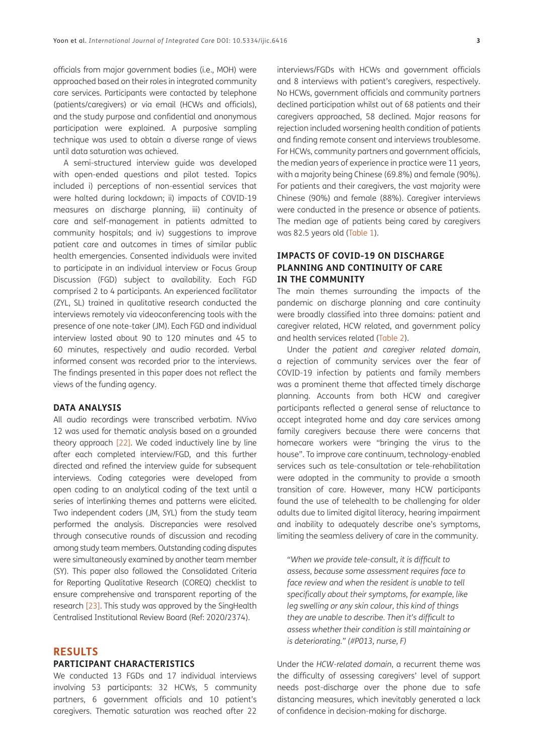officials from major government bodies (i.e., MOH) were approached based on their roles in integrated community care services. Participants were contacted by telephone (patients/caregivers) or via email (HCWs and officials), and the study purpose and confidential and anonymous participation were explained. A purposive sampling technique was used to obtain a diverse range of views until data saturation was achieved.

A semi-structured interview guide was developed with open-ended questions and pilot tested. Topics included i) perceptions of non-essential services that were halted during lockdown; ii) impacts of COVID-19 measures on discharge planning, iii) continuity of care and self-management in patients admitted to community hospitals; and iv) suggestions to improve patient care and outcomes in times of similar public health emergencies. Consented individuals were invited to participate in an individual interview or Focus Group Discussion (FGD) subject to availability. Each FGD comprised 2 to 4 participants. An experienced facilitator (ZYL, SL) trained in qualitative research conducted the interviews remotely via videoconferencing tools with the presence of one note-taker (JM). Each FGD and individual interview lasted about 90 to 120 minutes and 45 to 60 minutes, respectively and audio recorded. Verbal informed consent was recorded prior to the interviews. The findings presented in this paper does not reflect the views of the funding agency.

### DATA ANALYSIS

All audio recordings were transcribed verbatim. NVivo 12 was used for thematic analysis based on a grounded theory approach [22]. We coded inductively line by line after each completed interview/FGD, and this further directed and refined the interview guide for subsequent interviews. Coding categories were developed from open coding to an analytical coding of the text until a series of interlinking themes and patterns were elicited. Two independent coders (JM, SYL) from the study team performed the analysis. Discrepancies were resolved through consecutive rounds of discussion and recoding among study team members. Outstanding coding disputes were simultaneously examined by another team member (SY). This paper also followed the Consolidated Criteria for Reporting Qualitative Research (COREQ) checklist to ensure comprehensive and transparent reporting of the research [23]. This study was approved by the SingHealth Centralised Institutional Review Board (Ref: 2020/2374).

## RESULTS

### PARTICIPANT CHARACTERISTICS

We conducted 13 FGDs and 17 individual interviews involving 53 participants: 32 HCWs, 5 community partners, 6 government officials and 10 patient's caregivers. Thematic saturation was reached after 22 interviews/FGDs with HCWs and government officials and 8 interviews with patient's caregivers, respectively. No HCWs, government officials and community partners declined participation whilst out of 68 patients and their caregivers approached, 58 declined. Major reasons for rejection included worsening health condition of patients and finding remote consent and interviews troublesome. For HCWs, community partners and government officials, the median years of experience in practice were 11 years, with a majority being Chinese (69.8%) and female (90%). For patients and their caregivers, the vast majority were Chinese (90%) and female (88%). Caregiver interviews were conducted in the presence or absence of patients. The median age of patients being cared by caregivers was 82.5 years old (Table 1).

### IMPACTS OF COVID-19 ON DISCHARGE PLANNING AND CONTINUITY OF CARE IN THE COMMUNITY

The main themes surrounding the impacts of the pandemic on discharge planning and care continuity were broadly classified into three domains: patient and caregiver related, HCW related, and government policy and health services related (Table 2).

Under the *patient and caregiver related domain*, a rejection of community services over the fear of COVID-19 infection by patients and family members was a prominent theme that affected timely discharge planning. Accounts from both HCW and caregiver participants reflected a general sense of reluctance to accept integrated home and day care services among family caregivers because there were concerns that homecare workers were "bringing the virus to the house". To improve care continuum, technology-enabled services such as tele-consultation or tele-rehabilitation were adopted in the community to provide a smooth transition of care. However, many HCW participants found the use of telehealth to be challenging for older adults due to limited digital literacy, hearing impairment and inability to adequately describe one's symptoms, limiting the seamless delivery of care in the community.

> *"When we provide tele-consult, it is difficult to assess, because some assessment requires face to face review and when the resident is unable to tell specifically about their symptoms, for example, like leg swelling or any skin colour, this kind of things they are unable to describe. Then it's difficult to assess whether their condition is still maintaining or is deteriorating." (#P013, nurse, F)*

Under the *HCW-related domain*, a recurrent theme was the difficulty of assessing caregivers' level of support needs post-discharge over the phone due to safe distancing measures, which inevitably generated a lack of confidence in decision-making for discharge.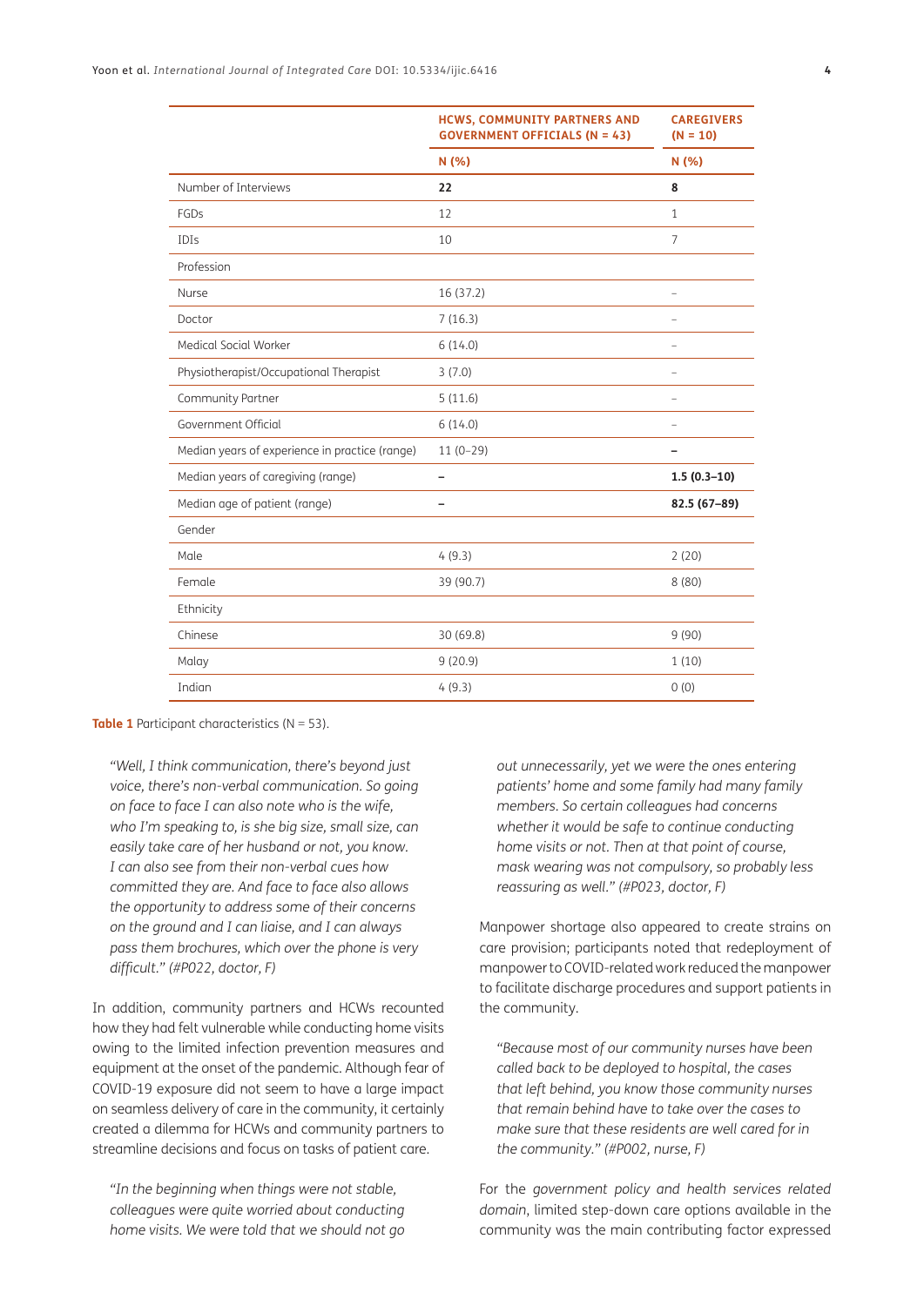| | HCWS, COMMUNITY PARTNERS AND GOVERNMENT OFFICIALS (N = 43) | CAREGIVERS (N = 10) |
|---|---|---|
| | N (%) | N (%) |
| Number of Interviews | **22** | **8** |
| FGDs | 12 | 1 |
| IDIs | 10 | 7 |
| Profession | | |
| Nurse | 16 (37.2) | – |
| Doctor | 7 (16.3) | – |
| Medical Social Worker | 6 (14.0) | – |
| Physiotherapist/Occupational Therapist | 3 (7.0) | – |
| Community Partner | 5 (11.6) | – |
| Government Official | 6 (14.0) | – |
| Median years of experience in practice (range) | 11 (0–29) | **–** |
| Median years of caregiving (range) | **–** | **1.5 (0.3–10)** |
| Median age of patient (range) | **–** | **82.5 (67–89)** |
| Gender | | |
| Male | 4 (9.3) | 2 (20) |
| Female | 39 (90.7) | 8 (80) |
| Ethnicity | | |
| Chinese | 30 (69.8) | 9 (90) |
| Malay | 9 (20.9) | 1 (10) |
| Indian | 4 (9.3) | 0 (0) |

**Table 1** Participant characteristics (N = 53).

> *"Well, I think communication, there's beyond just voice, there's non-verbal communication. So going on face to face I can also note who is the wife, who I'm speaking to, is she big size, small size, can easily take care of her husband or not, you know. I can also see from their non-verbal cues how committed they are. And face to face also allows the opportunity to address some of their concerns on the ground and I can liaise, and I can always pass them brochures, which over the phone is very difficult." (#P022, doctor, F)*

In addition, community partners and HCWs recounted how they had felt vulnerable while conducting home visits owing to the limited infection prevention measures and equipment at the onset of the pandemic. Although fear of COVID-19 exposure did not seem to have a large impact on seamless delivery of care in the community, it certainly created a dilemma for HCWs and community partners to streamline decisions and focus on tasks of patient care.

> *"In the beginning when things were not stable, colleagues were quite worried about conducting home visits. We were told that we should not go out unnecessarily, yet we were the ones entering patients' home and some family had many family members. So certain colleagues had concerns whether it would be safe to continue conducting home visits or not. Then at that point of course, mask wearing was not compulsory, so probably less reassuring as well." (#P023, doctor, F)*

Manpower shortage also appeared to create strains on care provision; participants noted that redeployment of manpower to COVID-related work reduced the manpower to facilitate discharge procedures and support patients in the community.

> *"Because most of our community nurses have been called back to be deployed to hospital, the cases that left behind, you know those community nurses that remain behind have to take over the cases to make sure that these residents are well cared for in the community." (#P002, nurse, F)*

For the *government policy and health services related domain*, limited step-down care options available in the community was the main contributing factor expressed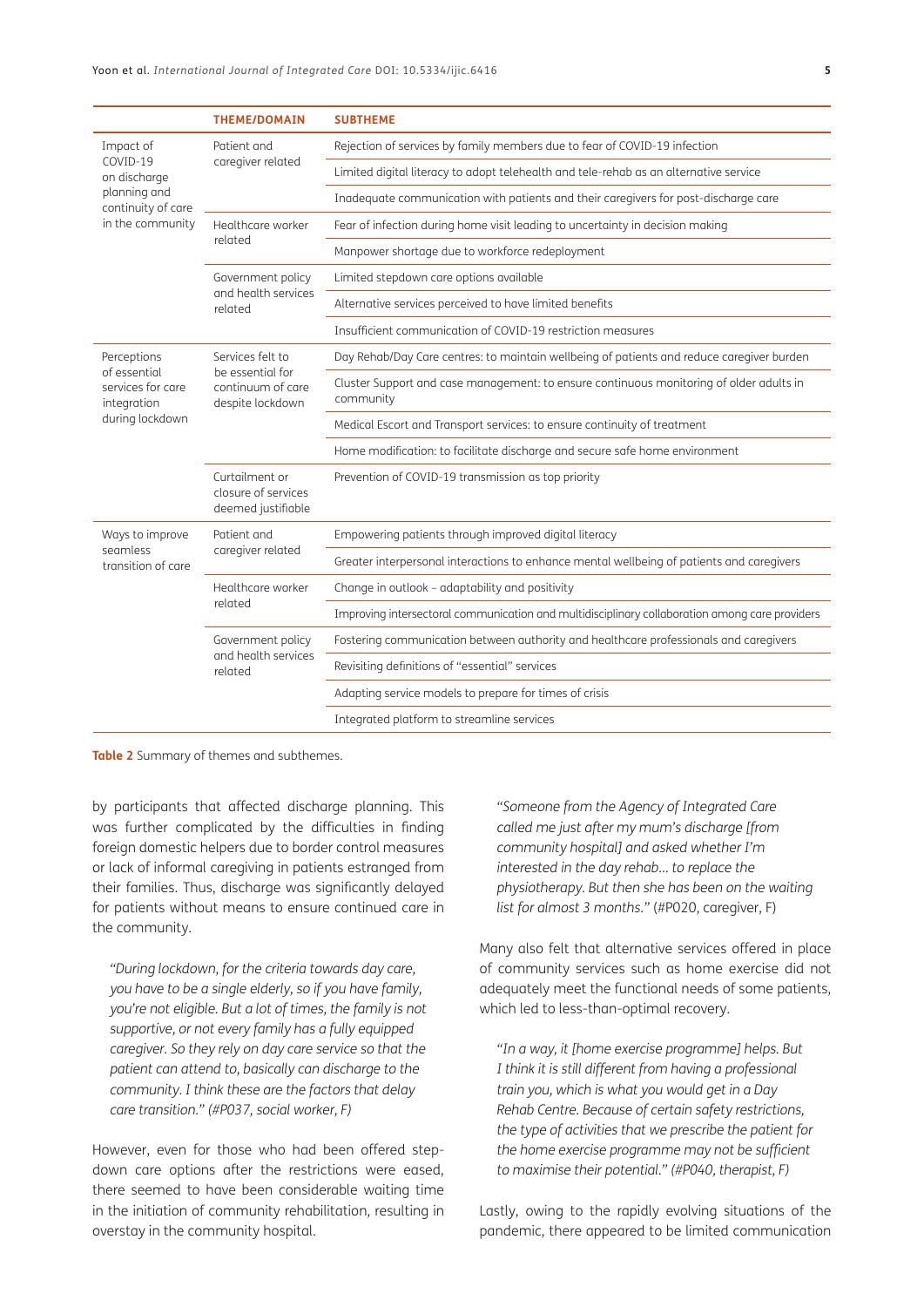| | THEME/DOMAIN | SUBTHEME |
|---|---|---|
| Impact of COVID-19 on discharge planning and continuity of care in the community | Patient and caregiver related | Rejection of services by family members due to fear of COVID-19 infection |
| | | Limited digital literacy to adopt telehealth and tele-rehab as an alternative service |
| | | Inadequate communication with patients and their caregivers for post-discharge care |
| | Healthcare worker related | Fear of infection during home visit leading to uncertainty in decision making |
| | | Manpower shortage due to workforce redeployment |
| | Government policy and health services related | Limited stepdown care options available |
| | | Alternative services perceived to have limited benefits |
| | | Insufficient communication of COVID-19 restriction measures |
| Perceptions of essential services for care integration during lockdown | Services felt to be essential for continuum of care despite lockdown | Day Rehab/Day Care centres: to maintain wellbeing of patients and reduce caregiver burden |
| | | Cluster Support and case management: to ensure continuous monitoring of older adults in community |
| | | Medical Escort and Transport services: to ensure continuity of treatment |
| | | Home modification: to facilitate discharge and secure safe home environment |
| | Curtailment or closure of services deemed justifiable | Prevention of COVID-19 transmission as top priority |
| Ways to improve seamless transition of care | Patient and caregiver related | Empowering patients through improved digital literacy |
| | | Greater interpersonal interactions to enhance mental wellbeing of patients and caregivers |
| | Healthcare worker related | Change in outlook – adaptability and positivity |
| | | Improving intersectoral communication and multidisciplinary collaboration among care providers |
| | Government policy and health services related | Fostering communication between authority and healthcare professionals and caregivers |
| | | Revisiting definitions of "essential" services |
| | | Adapting service models to prepare for times of crisis |
| | | Integrated platform to streamline services |

**Table 2** Summary of themes and subthemes.

by participants that affected discharge planning. This was further complicated by the difficulties in finding foreign domestic helpers due to border control measures or lack of informal caregiving in patients estranged from their families. Thus, discharge was significantly delayed for patients without means to ensure continued care in the community.

> *"During lockdown, for the criteria towards day care, you have to be a single elderly, so if you have family, you're not eligible. But a lot of times, the family is not supportive, or not every family has a fully equipped caregiver. So they rely on day care service so that the patient can attend to, basically can discharge to the community. I think these are the factors that delay care transition." (#P037, social worker, F)*

However, even for those who had been offered step-down care options after the restrictions were eased, there seemed to have been considerable waiting time in the initiation of community rehabilitation, resulting in overstay in the community hospital.

> *"Someone from the Agency of Integrated Care called me just after my mum's discharge [from community hospital] and asked whether I'm interested in the day rehab… to replace the physiotherapy. But then she has been on the waiting list for almost 3 months."* (#P020, caregiver, F)

Many also felt that alternative services offered in place of community services such as home exercise did not adequately meet the functional needs of some patients, which led to less-than-optimal recovery.

> *"In a way, it [home exercise programme] helps. But I think it is still different from having a professional train you, which is what you would get in a Day Rehab Centre. Because of certain safety restrictions, the type of activities that we prescribe the patient for the home exercise programme may not be sufficient to maximise their potential." (#P040, therapist, F)*

Lastly, owing to the rapidly evolving situations of the pandemic, there appeared to be limited communication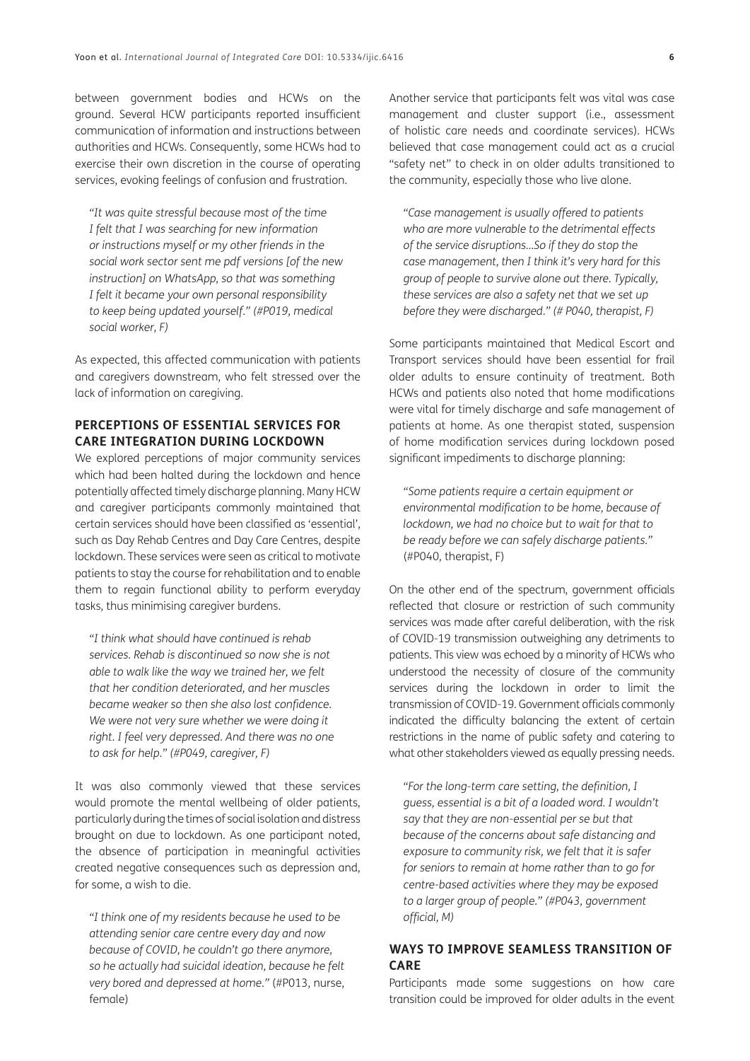between government bodies and HCWs on the ground. Several HCW participants reported insufficient communication of information and instructions between authorities and HCWs. Consequently, some HCWs had to exercise their own discretion in the course of operating services, evoking feelings of confusion and frustration.

> *"It was quite stressful because most of the time I felt that I was searching for new information or instructions myself or my other friends in the social work sector sent me pdf versions [of the new instruction] on WhatsApp, so that was something I felt it became your own personal responsibility to keep being updated yourself." (#P019, medical social worker, F)*

As expected, this affected communication with patients and caregivers downstream, who felt stressed over the lack of information on caregiving.

### PERCEPTIONS OF ESSENTIAL SERVICES FOR CARE INTEGRATION DURING LOCKDOWN

We explored perceptions of major community services which had been halted during the lockdown and hence potentially affected timely discharge planning. Many HCW and caregiver participants commonly maintained that certain services should have been classified as 'essential', such as Day Rehab Centres and Day Care Centres, despite lockdown. These services were seen as critical to motivate patients to stay the course for rehabilitation and to enable them to regain functional ability to perform everyday tasks, thus minimising caregiver burdens.

> *"I think what should have continued is rehab services. Rehab is discontinued so now she is not able to walk like the way we trained her, we felt that her condition deteriorated, and her muscles became weaker so then she also lost confidence. We were not very sure whether we were doing it right. I feel very depressed. And there was no one to ask for help." (#P049, caregiver, F)*

It was also commonly viewed that these services would promote the mental wellbeing of older patients, particularly during the times of social isolation and distress brought on due to lockdown. As one participant noted, the absence of participation in meaningful activities created negative consequences such as depression and, for some, a wish to die.

> *"I think one of my residents because he used to be attending senior care centre every day and now because of COVID, he couldn't go there anymore, so he actually had suicidal ideation, because he felt very bored and depressed at home."* (#P013, nurse, female)

Another service that participants felt was vital was case management and cluster support (i.e., assessment of holistic care needs and coordinate services). HCWs believed that case management could act as a crucial "safety net" to check in on older adults transitioned to the community, especially those who live alone.

> *"Case management is usually offered to patients who are more vulnerable to the detrimental effects of the service disruptions…So if they do stop the case management, then I think it's very hard for this group of people to survive alone out there. Typically, these services are also a safety net that we set up before they were discharged." (# P040, therapist, F)*

Some participants maintained that Medical Escort and Transport services should have been essential for frail older adults to ensure continuity of treatment. Both HCWs and patients also noted that home modifications were vital for timely discharge and safe management of patients at home. As one therapist stated, suspension of home modification services during lockdown posed significant impediments to discharge planning:

> *"Some patients require a certain equipment or environmental modification to be home, because of lockdown, we had no choice but to wait for that to be ready before we can safely discharge patients."* (#P040, therapist, F)

On the other end of the spectrum, government officials reflected that closure or restriction of such community services was made after careful deliberation, with the risk of COVID-19 transmission outweighing any detriments to patients. This view was echoed by a minority of HCWs who understood the necessity of closure of the community services during the lockdown in order to limit the transmission of COVID-19. Government officials commonly indicated the difficulty balancing the extent of certain restrictions in the name of public safety and catering to what other stakeholders viewed as equally pressing needs.

> *"For the long-term care setting, the definition, I guess, essential is a bit of a loaded word. I wouldn't say that they are non-essential per se but that because of the concerns about safe distancing and exposure to community risk, we felt that it is safer for seniors to remain at home rather than to go for centre-based activities where they may be exposed to a larger group of people." (#P043, government official, M)*

### WAYS TO IMPROVE SEAMLESS TRANSITION OF CARE

Participants made some suggestions on how care transition could be improved for older adults in the event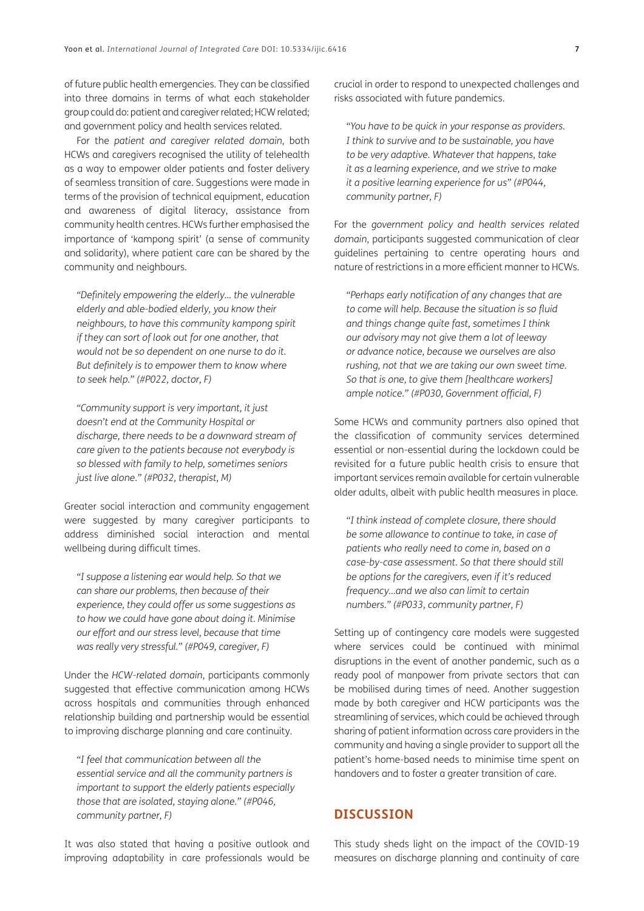of future public health emergencies. They can be classified into three domains in terms of what each stakeholder group could do: patient and caregiver related; HCW related; and government policy and health services related.

For the *patient and caregiver related domain*, both HCWs and caregivers recognised the utility of telehealth as a way to empower older patients and foster delivery of seamless transition of care. Suggestions were made in terms of the provision of technical equipment, education and awareness of digital literacy, assistance from community health centres. HCWs further emphasised the importance of 'kampong spirit' (a sense of community and solidarity), where patient care can be shared by the community and neighbours.

> *"Definitely empowering the elderly… the vulnerable elderly and able-bodied elderly, you know their neighbours, to have this community kampong spirit if they can sort of look out for one another, that would not be so dependent on one nurse to do it. But definitely is to empower them to know where to seek help." (#P022, doctor, F)*

> *"Community support is very important, it just doesn't end at the Community Hospital or discharge, there needs to be a downward stream of care given to the patients because not everybody is so blessed with family to help, sometimes seniors just live alone." (#P032, therapist, M)*

Greater social interaction and community engagement were suggested by many caregiver participants to address diminished social interaction and mental wellbeing during difficult times.

> *"I suppose a listening ear would help. So that we can share our problems, then because of their experience, they could offer us some suggestions as to how we could have gone about doing it. Minimise our effort and our stress level, because that time was really very stressful." (#P049, caregiver, F)*

Under the *HCW-related domain*, participants commonly suggested that effective communication among HCWs across hospitals and communities through enhanced relationship building and partnership would be essential to improving discharge planning and care continuity.

> *"I feel that communication between all the essential service and all the community partners is important to support the elderly patients especially those that are isolated, staying alone." (#P046, community partner, F)*

It was also stated that having a positive outlook and improving adaptability in care professionals would be crucial in order to respond to unexpected challenges and risks associated with future pandemics.

> *"You have to be quick in your response as providers. I think to survive and to be sustainable, you have to be very adaptive. Whatever that happens, take it as a learning experience, and we strive to make it a positive learning experience for us" (#P044, community partner, F)*

For the *government policy and health services related domain*, participants suggested communication of clear guidelines pertaining to centre operating hours and nature of restrictions in a more efficient manner to HCWs.

> *"Perhaps early notification of any changes that are to come will help. Because the situation is so fluid and things change quite fast, sometimes I think our advisory may not give them a lot of leeway or advance notice, because we ourselves are also rushing, not that we are taking our own sweet time. So that is one, to give them [healthcare workers] ample notice." (#P030, Government official, F)*

Some HCWs and community partners also opined that the classification of community services determined essential or non-essential during the lockdown could be revisited for a future public health crisis to ensure that important services remain available for certain vulnerable older adults, albeit with public health measures in place.

> *"I think instead of complete closure, there should be some allowance to continue to take, in case of patients who really need to come in, based on a case-by-case assessment. So that there should still be options for the caregivers, even if it's reduced frequency…and we also can limit to certain numbers." (#P033, community partner, F)*

Setting up of contingency care models were suggested where services could be continued with minimal disruptions in the event of another pandemic, such as a ready pool of manpower from private sectors that can be mobilised during times of need. Another suggestion made by both caregiver and HCW participants was the streamlining of services, which could be achieved through sharing of patient information across care providers in the community and having a single provider to support all the patient's home-based needs to minimise time spent on handovers and to foster a greater transition of care.

## DISCUSSION

This study sheds light on the impact of the COVID-19 measures on discharge planning and continuity of care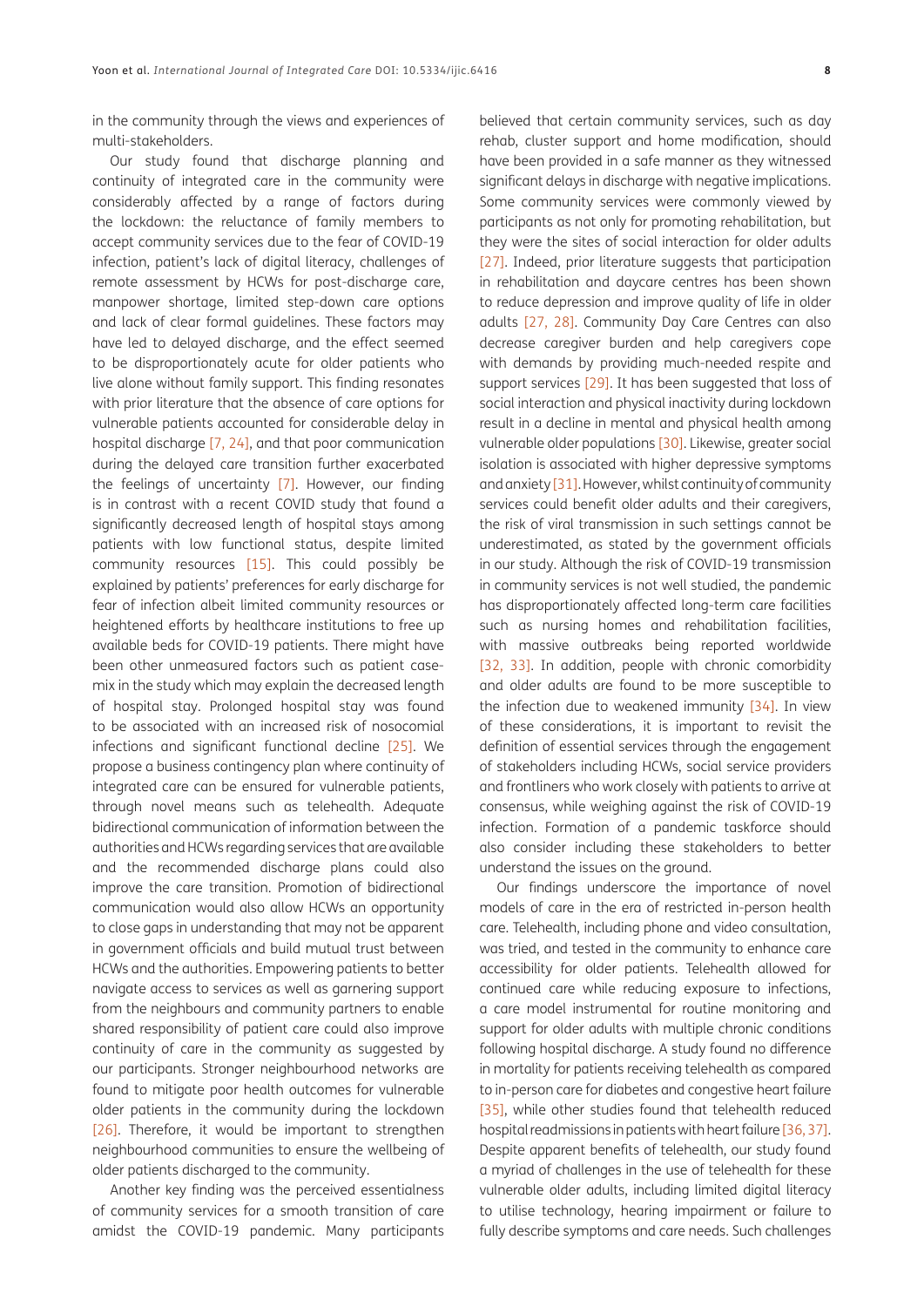in the community through the views and experiences of multi-stakeholders.

Our study found that discharge planning and continuity of integrated care in the community were considerably affected by a range of factors during the lockdown: the reluctance of family members to accept community services due to the fear of COVID-19 infection, patient's lack of digital literacy, challenges of remote assessment by HCWs for post-discharge care, manpower shortage, limited step-down care options and lack of clear formal guidelines. These factors may have led to delayed discharge, and the effect seemed to be disproportionately acute for older patients who live alone without family support. This finding resonates with prior literature that the absence of care options for vulnerable patients accounted for considerable delay in hospital discharge [7, 24], and that poor communication during the delayed care transition further exacerbated the feelings of uncertainty [7]. However, our finding is in contrast with a recent COVID study that found a significantly decreased length of hospital stays among patients with low functional status, despite limited community resources [15]. This could possibly be explained by patients' preferences for early discharge for fear of infection albeit limited community resources or heightened efforts by healthcare institutions to free up available beds for COVID-19 patients. There might have been other unmeasured factors such as patient case-mix in the study which may explain the decreased length of hospital stay. Prolonged hospital stay was found to be associated with an increased risk of nosocomial infections and significant functional decline [25]. We propose a business contingency plan where continuity of integrated care can be ensured for vulnerable patients, through novel means such as telehealth. Adequate bidirectional communication of information between the authorities and HCWs regarding services that are available and the recommended discharge plans could also improve the care transition. Promotion of bidirectional communication would also allow HCWs an opportunity to close gaps in understanding that may not be apparent in government officials and build mutual trust between HCWs and the authorities. Empowering patients to better navigate access to services as well as garnering support from the neighbours and community partners to enable shared responsibility of patient care could also improve continuity of care in the community as suggested by our participants. Stronger neighbourhood networks are found to mitigate poor health outcomes for vulnerable older patients in the community during the lockdown [26]. Therefore, it would be important to strengthen neighbourhood communities to ensure the wellbeing of older patients discharged to the community.

Another key finding was the perceived essentialness of community services for a smooth transition of care amidst the COVID-19 pandemic. Many participants believed that certain community services, such as day rehab, cluster support and home modification, should have been provided in a safe manner as they witnessed significant delays in discharge with negative implications. Some community services were commonly viewed by participants as not only for promoting rehabilitation, but they were the sites of social interaction for older adults [27]. Indeed, prior literature suggests that participation in rehabilitation and daycare centres has been shown to reduce depression and improve quality of life in older adults [27, 28]. Community Day Care Centres can also decrease caregiver burden and help caregivers cope with demands by providing much-needed respite and support services [29]. It has been suggested that loss of social interaction and physical inactivity during lockdown result in a decline in mental and physical health among vulnerable older populations [30]. Likewise, greater social isolation is associated with higher depressive symptoms and anxiety [31]. However, whilst continuity of community services could benefit older adults and their caregivers, the risk of viral transmission in such settings cannot be underestimated, as stated by the government officials in our study. Although the risk of COVID-19 transmission in community services is not well studied, the pandemic has disproportionately affected long-term care facilities such as nursing homes and rehabilitation facilities, with massive outbreaks being reported worldwide [32, 33]. In addition, people with chronic comorbidity and older adults are found to be more susceptible to the infection due to weakened immunity [34]. In view of these considerations, it is important to revisit the definition of essential services through the engagement of stakeholders including HCWs, social service providers and frontliners who work closely with patients to arrive at consensus, while weighing against the risk of COVID-19 infection. Formation of a pandemic taskforce should also consider including these stakeholders to better understand the issues on the ground.

Our findings underscore the importance of novel models of care in the era of restricted in-person health care. Telehealth, including phone and video consultation, was tried, and tested in the community to enhance care accessibility for older patients. Telehealth allowed for continued care while reducing exposure to infections, a care model instrumental for routine monitoring and support for older adults with multiple chronic conditions following hospital discharge. A study found no difference in mortality for patients receiving telehealth as compared to in-person care for diabetes and congestive heart failure [35], while other studies found that telehealth reduced hospital readmissions in patients with heart failure [36, 37]. Despite apparent benefits of telehealth, our study found a myriad of challenges in the use of telehealth for these vulnerable older adults, including limited digital literacy to utilise technology, hearing impairment or failure to fully describe symptoms and care needs. Such challenges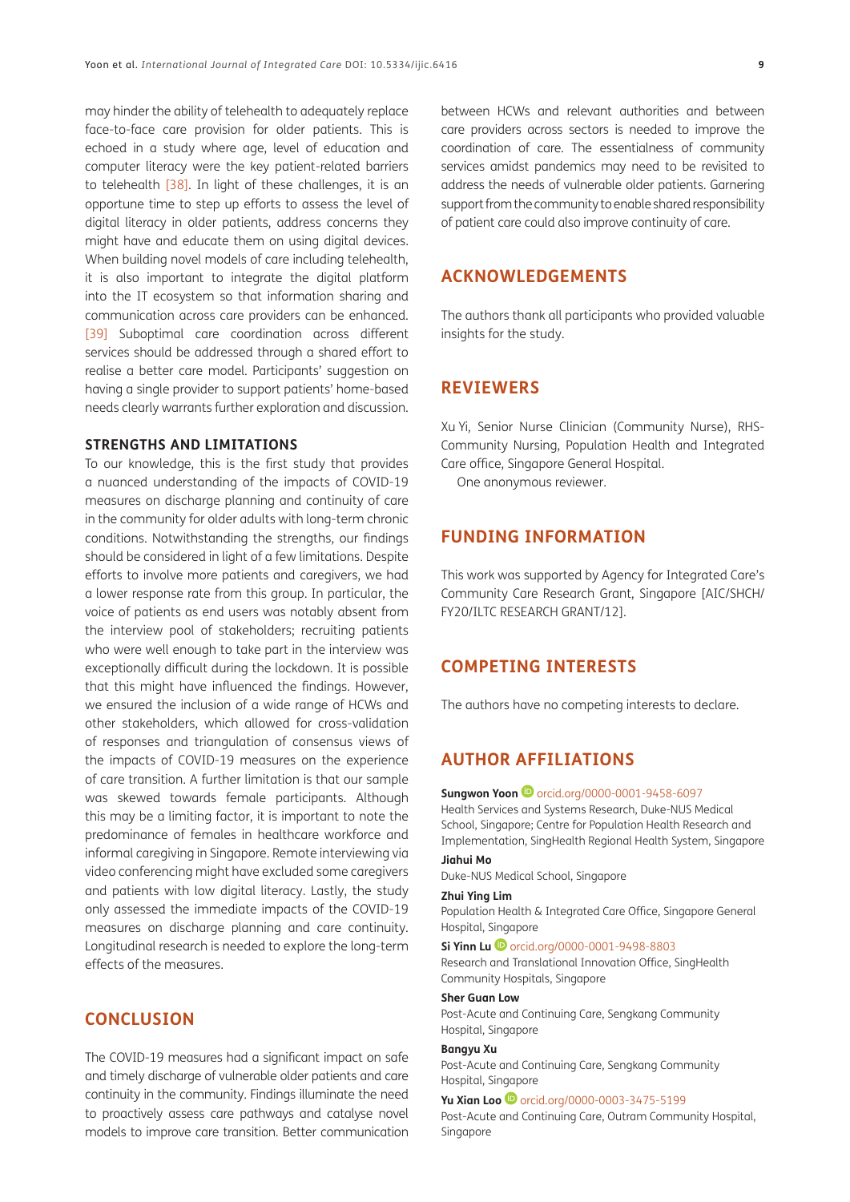may hinder the ability of telehealth to adequately replace face-to-face care provision for older patients. This is echoed in a study where age, level of education and computer literacy were the key patient-related barriers to telehealth [38]. In light of these challenges, it is an opportune time to step up efforts to assess the level of digital literacy in older patients, address concerns they might have and educate them on using digital devices. When building novel models of care including telehealth, it is also important to integrate the digital platform into the IT ecosystem so that information sharing and communication across care providers can be enhanced. [39] Suboptimal care coordination across different services should be addressed through a shared effort to realise a better care model. Participants' suggestion on having a single provider to support patients' home-based needs clearly warrants further exploration and discussion.

### STRENGTHS AND LIMITATIONS

To our knowledge, this is the first study that provides a nuanced understanding of the impacts of COVID-19 measures on discharge planning and continuity of care in the community for older adults with long-term chronic conditions. Notwithstanding the strengths, our findings should be considered in light of a few limitations. Despite efforts to involve more patients and caregivers, we had a lower response rate from this group. In particular, the voice of patients as end users was notably absent from the interview pool of stakeholders; recruiting patients who were well enough to take part in the interview was exceptionally difficult during the lockdown. It is possible that this might have influenced the findings. However, we ensured the inclusion of a wide range of HCWs and other stakeholders, which allowed for cross-validation of responses and triangulation of consensus views of the impacts of COVID-19 measures on the experience of care transition. A further limitation is that our sample was skewed towards female participants. Although this may be a limiting factor, it is important to note the predominance of females in healthcare workforce and informal caregiving in Singapore. Remote interviewing via video conferencing might have excluded some caregivers and patients with low digital literacy. Lastly, the study only assessed the immediate impacts of the COVID-19 measures on discharge planning and care continuity. Longitudinal research is needed to explore the long-term effects of the measures.

## CONCLUSION

The COVID-19 measures had a significant impact on safe and timely discharge of vulnerable older patients and care continuity in the community. Findings illuminate the need to proactively assess care pathways and catalyse novel models to improve care transition. Better communication between HCWs and relevant authorities and between care providers across sectors is needed to improve the coordination of care. The essentialness of community services amidst pandemics may need to be revisited to address the needs of vulnerable older patients. Garnering support from the community to enable shared responsibility of patient care could also improve continuity of care.

## ACKNOWLEDGEMENTS

The authors thank all participants who provided valuable insights for the study.

## REVIEWERS

Xu Yi, Senior Nurse Clinician (Community Nurse), RHS-Community Nursing, Population Health and Integrated Care office, Singapore General Hospital.

One anonymous reviewer.

## FUNDING INFORMATION

This work was supported by Agency for Integrated Care's Community Care Research Grant, Singapore [AIC/SHCH/FY20/ILTC RESEARCH GRANT/12].

## COMPETING INTERESTS

The authors have no competing interests to declare.

## AUTHOR AFFILIATIONS

**Sungwon Yoon** orcid.org/0000-0001-9458-6097
Health Services and Systems Research, Duke-NUS Medical School, Singapore; Centre for Population Health Research and Implementation, SingHealth Regional Health System, Singapore

**Jiahui Mo**
Duke-NUS Medical School, Singapore

**Zhui Ying Lim**
Population Health & Integrated Care Office, Singapore General Hospital, Singapore

**Si Yinn Lu** orcid.org/0000-0001-9498-8803
Research and Translational Innovation Office, SingHealth Community Hospitals, Singapore

**Sher Guan Low**
Post-Acute and Continuing Care, Sengkang Community Hospital, Singapore

**Bangyu Xu**
Post-Acute and Continuing Care, Sengkang Community Hospital, Singapore

**Yu Xian Loo** orcid.org/0000-0003-3475-5199
Post-Acute and Continuing Care, Outram Community Hospital, Singapore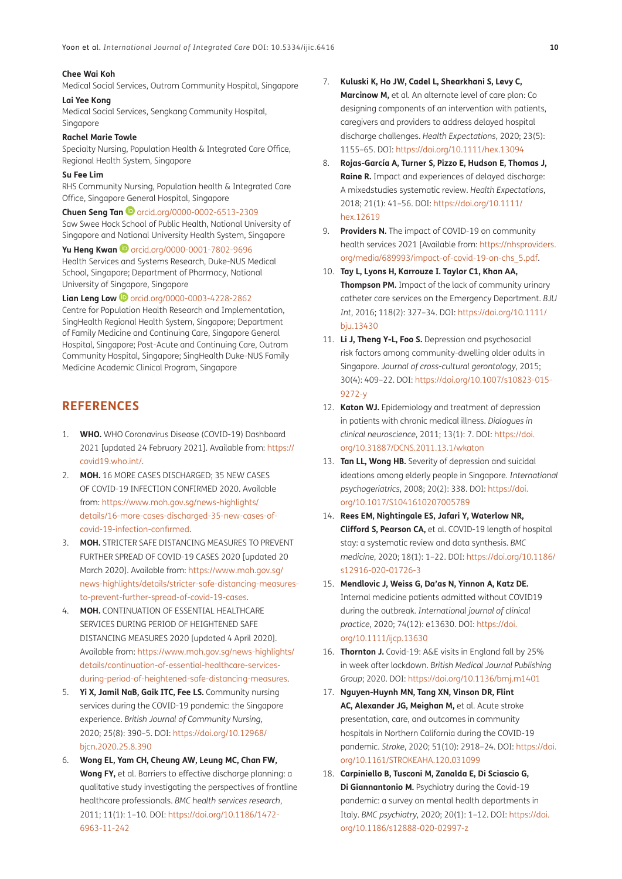**Chee Wai Koh**
Medical Social Services, Outram Community Hospital, Singapore

**Lai Yee Kong**
Medical Social Services, Sengkang Community Hospital, Singapore

**Rachel Marie Towle**
Specialty Nursing, Population Health & Integrated Care Office, Regional Health System, Singapore

**Su Fee Lim**
RHS Community Nursing, Population health & Integrated Care Office, Singapore General Hospital, Singapore

**Chuen Seng Tan** orcid.org/0000-0002-6513-2309
Saw Swee Hock School of Public Health, National University of Singapore and National University Health System, Singapore

**Yu Heng Kwan** orcid.org/0000-0001-7802-9696
Health Services and Systems Research, Duke-NUS Medical School, Singapore; Department of Pharmacy, National University of Singapore, Singapore

**Lian Leng Low** orcid.org/0000-0003-4228-2862
Centre for Population Health Research and Implementation, SingHealth Regional Health System, Singapore; Department of Family Medicine and Continuing Care, Singapore General Hospital, Singapore; Post-Acute and Continuing Care, Outram Community Hospital, Singapore; SingHealth Duke-NUS Family Medicine Academic Clinical Program, Singapore

## REFERENCES

1. **WHO.** WHO Coronavirus Disease (COVID-19) Dashboard 2021 [updated 24 February 2021]. Available from: https://covid19.who.int/.
2. **MOH.** 16 MORE CASES DISCHARGED; 35 NEW CASES OF COVID-19 INFECTION CONFIRMED 2020. Available from: https://www.moh.gov.sg/news-highlights/details/16-more-cases-discharged-35-new-cases-of-covid-19-infection-confirmed.
3. **MOH.** STRICTER SAFE DISTANCING MEASURES TO PREVENT FURTHER SPREAD OF COVID-19 CASES 2020 [updated 20 March 2020]. Available from: https://www.moh.gov.sg/news-highlights/details/stricter-safe-distancing-measures-to-prevent-further-spread-of-covid-19-cases.
4. **MOH.** CONTINUATION OF ESSENTIAL HEALTHCARE SERVICES DURING PERIOD OF HEIGHTENED SAFE DISTANCING MEASURES 2020 [updated 4 April 2020]. Available from: https://www.moh.gov.sg/news-highlights/details/continuation-of-essential-healthcare-services-during-period-of-heightened-safe-distancing-measures.
5. **Yi X, Jamil NaB, Gaik ITC, Fee LS.** Community nursing services during the COVID-19 pandemic: the Singapore experience. *British Journal of Community Nursing*, 2020; 25(8): 390–5. DOI: https://doi.org/10.12968/bjcn.2020.25.8.390
6. **Wong EL, Yam CH, Cheung AW, Leung MC, Chan FW, Wong FY,** et al. Barriers to effective discharge planning: a qualitative study investigating the perspectives of frontline healthcare professionals. *BMC health services research*, 2011; 11(1): 1–10. DOI: https://doi.org/10.1186/1472-6963-11-242
7. **Kuluski K, Ho JW, Cadel L, Shearkhani S, Levy C, Marcinow M,** et al. An alternate level of care plan: Co designing components of an intervention with patients, caregivers and providers to address delayed hospital discharge challenges. *Health Expectations*, 2020; 23(5): 1155–65. DOI: https://doi.org/10.1111/hex.13094
8. **Rojas-García A, Turner S, Pizzo E, Hudson E, Thomas J, Raine R.** Impact and experiences of delayed discharge: A mixedstudies systematic review. *Health Expectations*, 2018; 21(1): 41–56. DOI: https://doi.org/10.1111/hex.12619
9. **Providers N.** The impact of COVID-19 on community health services 2021 [Available from: https://nhsproviders.org/media/689993/impact-of-covid-19-on-chs_5.pdf.
10. **Tay L, Lyons H, Karrouze I. Taylor C1, Khan AA, Thompson PM.** Impact of the lack of community urinary catheter care services on the Emergency Department. *BJU Int*, 2016; 118(2): 327–34. DOI: https://doi.org/10.1111/bju.13430
11. **Li J, Theng Y-L, Foo S.** Depression and psychosocial risk factors among community-dwelling older adults in Singapore. *Journal of cross-cultural gerontology*, 2015; 30(4): 409–22. DOI: https://doi.org/10.1007/s10823-015-9272-y
12. **Katon WJ.** Epidemiology and treatment of depression in patients with chronic medical illness. *Dialogues in clinical neuroscience*, 2011; 13(1): 7. DOI: https://doi.org/10.31887/DCNS.2011.13.1/wkaton
13. **Tan LL, Wong HB.** Severity of depression and suicidal ideations among elderly people in Singapore. *International psychogeriatrics*, 2008; 20(2): 338. DOI: https://doi.org/10.1017/S1041610207005789
14. **Rees EM, Nightingale ES, Jafari Y, Waterlow NR, Clifford S, Pearson CA,** et al. COVID-19 length of hospital stay: a systematic review and data synthesis. *BMC medicine*, 2020; 18(1): 1–22. DOI: https://doi.org/10.1186/s12916-020-01726-3
15. **Mendlovic J, Weiss G, Da'as N, Yinnon A, Katz DE.** Internal medicine patients admitted without COVID19 during the outbreak. *International journal of clinical practice*, 2020; 74(12): e13630. DOI: https://doi.org/10.1111/ijcp.13630
16. **Thornton J.** Covid-19: A&E visits in England fall by 25% in week after lockdown. *British Medical Journal Publishing Group*; 2020. DOI: https://doi.org/10.1136/bmj.m1401
17. **Nguyen-Huynh MN, Tang XN, Vinson DR, Flint AC, Alexander JG, Meighan M,** et al. Acute stroke presentation, care, and outcomes in community hospitals in Northern California during the COVID-19 pandemic. *Stroke*, 2020; 51(10): 2918–24. DOI: https://doi.org/10.1161/STROKEAHA.120.031099
18. **Carpiniello B, Tusconi M, Zanalda E, Di Sciascio G, Di Giannantonio M.** Psychiatry during the Covid-19 pandemic: a survey on mental health departments in Italy. *BMC psychiatry*, 2020; 20(1): 1–12. DOI: https://doi.org/10.1186/s12888-020-02997-z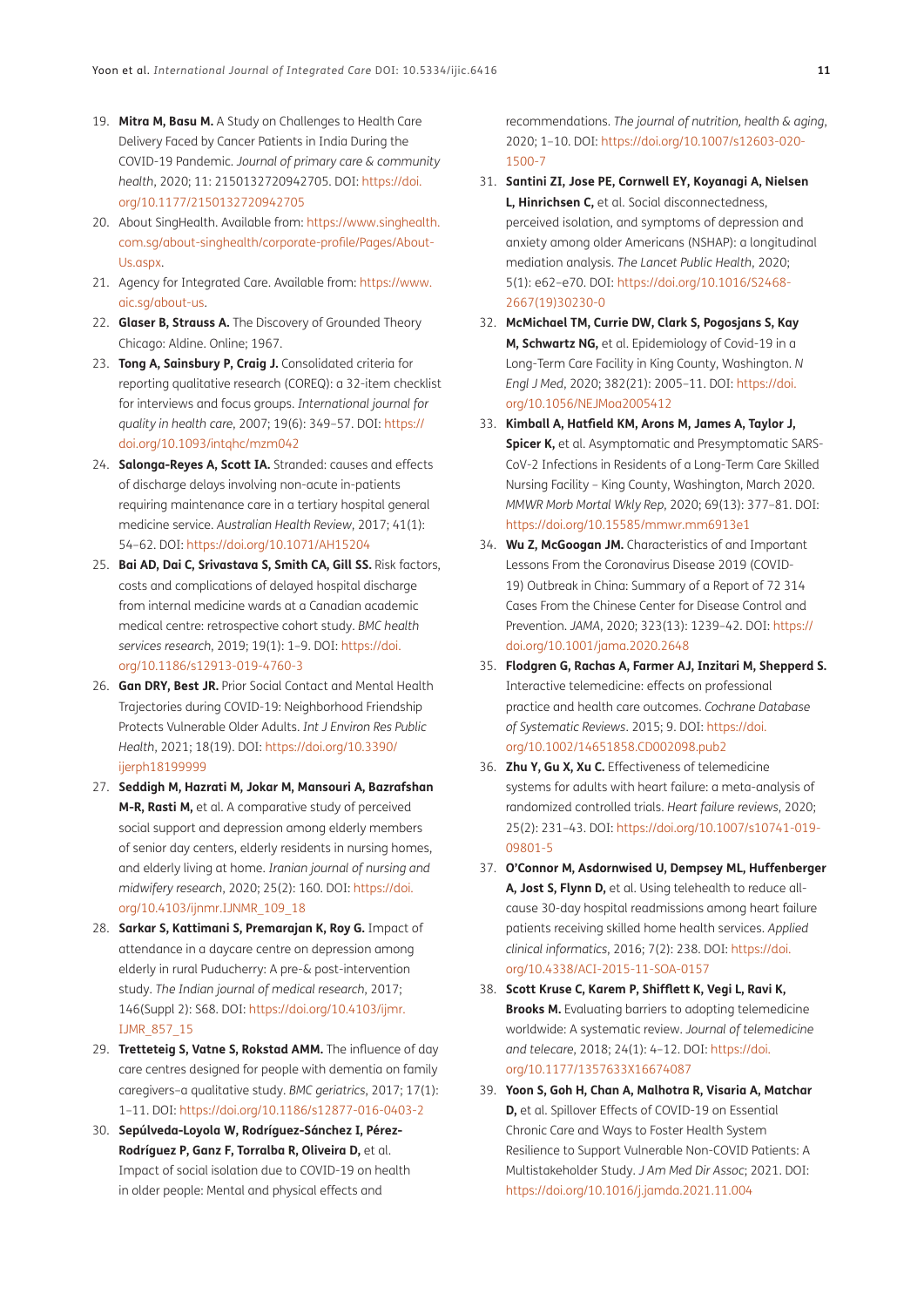19. **Mitra M, Basu M.** A Study on Challenges to Health Care Delivery Faced by Cancer Patients in India During the COVID-19 Pandemic. *Journal of primary care & community health*, 2020; 11: 2150132720942705. DOI: https://doi.org/10.1177/2150132720942705
20. About SingHealth. Available from: https://www.singhealth.com.sg/about-singhealth/corporate-profile/Pages/About-Us.aspx.
21. Agency for Integrated Care. Available from: https://www.aic.sg/about-us.
22. **Glaser B, Strauss A.** The Discovery of Grounded Theory Chicago: Aldine. Online; 1967.
23. **Tong A, Sainsbury P, Craig J.** Consolidated criteria for reporting qualitative research (COREQ): a 32-item checklist for interviews and focus groups. *International journal for quality in health care*, 2007; 19(6): 349–57. DOI: https://doi.org/10.1093/intqhc/mzm042
24. **Salonga-Reyes A, Scott IA.** Stranded: causes and effects of discharge delays involving non-acute in-patients requiring maintenance care in a tertiary hospital general medicine service. *Australian Health Review*, 2017; 41(1): 54–62. DOI: https://doi.org/10.1071/AH15204
25. **Bai AD, Dai C, Srivastava S, Smith CA, Gill SS.** Risk factors, costs and complications of delayed hospital discharge from internal medicine wards at a Canadian academic medical centre: retrospective cohort study. *BMC health services research*, 2019; 19(1): 1–9. DOI: https://doi.org/10.1186/s12913-019-4760-3
26. **Gan DRY, Best JR.** Prior Social Contact and Mental Health Trajectories during COVID-19: Neighborhood Friendship Protects Vulnerable Older Adults. *Int J Environ Res Public Health*, 2021; 18(19). DOI: https://doi.org/10.3390/ijerph18199999
27. **Seddigh M, Hazrati M, Jokar M, Mansouri A, Bazrafshan M-R, Rasti M,** et al. A comparative study of perceived social support and depression among elderly members of senior day centers, elderly residents in nursing homes, and elderly living at home. *Iranian journal of nursing and midwifery research*, 2020; 25(2): 160. DOI: https://doi.org/10.4103/ijnmr.IJNMR_109_18
28. **Sarkar S, Kattimani S, Premarajan K, Roy G.** Impact of attendance in a daycare centre on depression among elderly in rural Puducherry: A pre-& post-intervention study. *The Indian journal of medical research*, 2017; 146(Suppl 2): S68. DOI: https://doi.org/10.4103/ijmr.IJMR_857_15
29. **Tretteteig S, Vatne S, Rokstad AMM.** The influence of day care centres designed for people with dementia on family caregivers–a qualitative study. *BMC geriatrics*, 2017; 17(1): 1–11. DOI: https://doi.org/10.1186/s12877-016-0403-2
30. **Sepúlveda-Loyola W, Rodríguez-Sánchez I, Pérez-Rodríguez P, Ganz F, Torralba R, Oliveira D,** et al. Impact of social isolation due to COVID-19 on health in older people: Mental and physical effects and recommendations. *The journal of nutrition, health & aging*, 2020; 1–10. DOI: https://doi.org/10.1007/s12603-020-1500-7
31. **Santini ZI, Jose PE, Cornwell EY, Koyanagi A, Nielsen L, Hinrichsen C,** et al. Social disconnectedness, perceived isolation, and symptoms of depression and anxiety among older Americans (NSHAP): a longitudinal mediation analysis. *The Lancet Public Health*, 2020; 5(1): e62–e70. DOI: https://doi.org/10.1016/S2468-2667(19)30230-0
32. **McMichael TM, Currie DW, Clark S, Pogosjans S, Kay M, Schwartz NG,** et al. Epidemiology of Covid-19 in a Long-Term Care Facility in King County, Washington. *N Engl J Med*, 2020; 382(21): 2005–11. DOI: https://doi.org/10.1056/NEJMoa2005412
33. **Kimball A, Hatfield KM, Arons M, James A, Taylor J, Spicer K,** et al. Asymptomatic and Presymptomatic SARS-CoV-2 Infections in Residents of a Long-Term Care Skilled Nursing Facility – King County, Washington, March 2020. *MMWR Morb Mortal Wkly Rep*, 2020; 69(13): 377–81. DOI: https://doi.org/10.15585/mmwr.mm6913e1
34. **Wu Z, McGoogan JM.** Characteristics of and Important Lessons From the Coronavirus Disease 2019 (COVID-19) Outbreak in China: Summary of a Report of 72 314 Cases From the Chinese Center for Disease Control and Prevention. *JAMA*, 2020; 323(13): 1239–42. DOI: https://doi.org/10.1001/jama.2020.2648
35. **Flodgren G, Rachas A, Farmer AJ, Inzitari M, Shepperd S.** Interactive telemedicine: effects on professional practice and health care outcomes. *Cochrane Database of Systematic Reviews*. 2015; 9. DOI: https://doi.org/10.1002/14651858.CD002098.pub2
36. **Zhu Y, Gu X, Xu C.** Effectiveness of telemedicine systems for adults with heart failure: a meta-analysis of randomized controlled trials. *Heart failure reviews*, 2020; 25(2): 231–43. DOI: https://doi.org/10.1007/s10741-019-09801-5
37. **O'Connor M, Asdornwised U, Dempsey ML, Huffenberger A, Jost S, Flynn D,** et al. Using telehealth to reduce all-cause 30-day hospital readmissions among heart failure patients receiving skilled home health services. *Applied clinical informatics*, 2016; 7(2): 238. DOI: https://doi.org/10.4338/ACI-2015-11-SOA-0157
38. **Scott Kruse C, Karem P, Shifflett K, Vegi L, Ravi K, Brooks M.** Evaluating barriers to adopting telemedicine worldwide: A systematic review. *Journal of telemedicine and telecare*, 2018; 24(1): 4–12. DOI: https://doi.org/10.1177/1357633X16674087
39. **Yoon S, Goh H, Chan A, Malhotra R, Visaria A, Matchar D,** et al. Spillover Effects of COVID-19 on Essential Chronic Care and Ways to Foster Health System Resilience to Support Vulnerable Non-COVID Patients: A Multistakeholder Study. *J Am Med Dir Assoc*; 2021. DOI: https://doi.org/10.1016/j.jamda.2021.11.004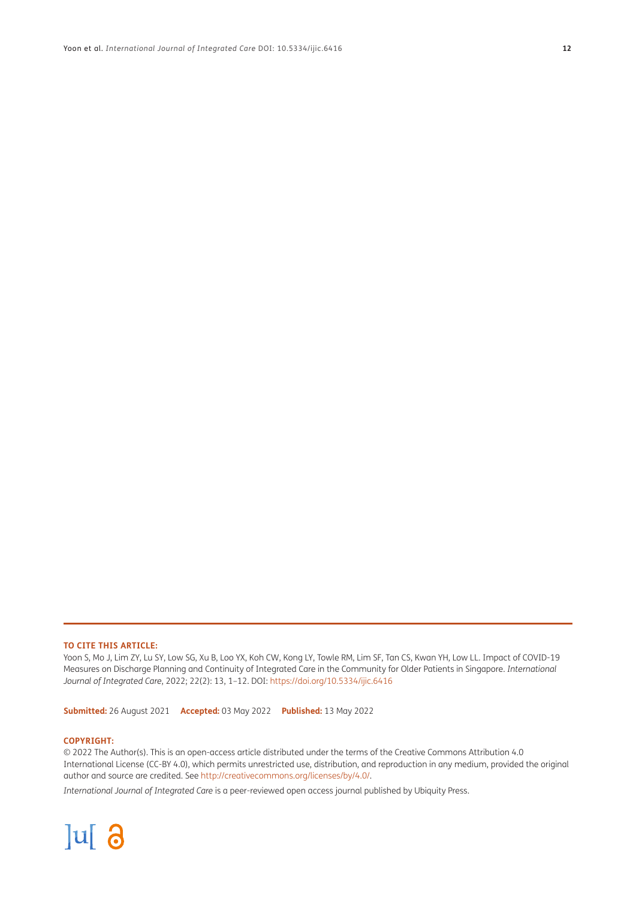**TO CITE THIS ARTICLE:**

Yoon S, Mo J, Lim ZY, Lu SY, Low SG, Xu B, Loo YX, Koh CW, Kong LY, Towle RM, Lim SF, Tan CS, Kwan YH, Low LL. Impact of COVID-19 Measures on Discharge Planning and Continuity of Integrated Care in the Community for Older Patients in Singapore. *International Journal of Integrated Care*, 2022; 22(2): 13, 1–12. DOI: https://doi.org/10.5334/ijic.6416

**Submitted:** 26 August 2021 **Accepted:** 03 May 2022 **Published:** 13 May 2022

**COPYRIGHT:**

© 2022 The Author(s). This is an open-access article distributed under the terms of the Creative Commons Attribution 4.0 International License (CC-BY 4.0), which permits unrestricted use, distribution, and reproduction in any medium, provided the original author and source are credited. See http://creativecommons.org/licenses/by/4.0/.

*International Journal of Integrated Care* is a peer-reviewed open access journal published by Ubiquity Press.